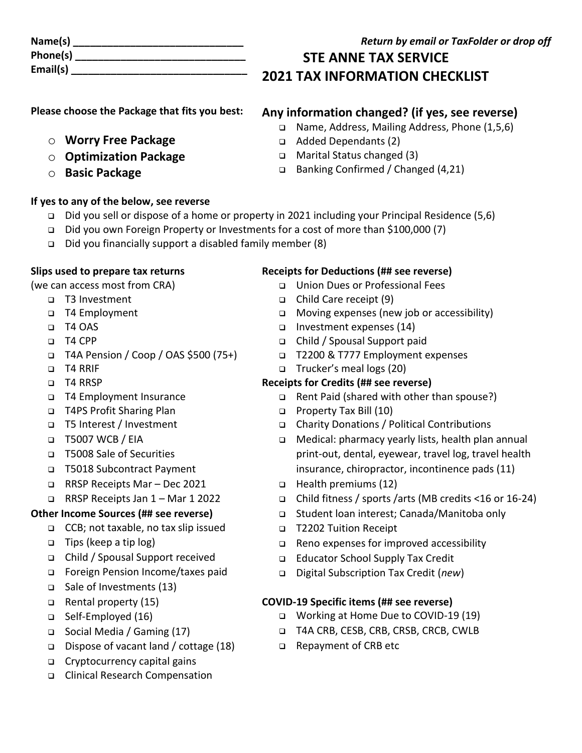**Name(s)** ______________________________
**Phone(s)** ______________________________
**Email(s)** ______________________________

*Return by email or TaxFolder or drop off*

# STE ANNE TAX SERVICE
# 2021 TAX INFORMATION CHECKLIST

**Please choose the Package that fits you best:**

- **Worry Free Package**
- **Optimization Package**
- **Basic Package**

## Any information changed? (if yes, see reverse)

- ❑ Name, Address, Mailing Address, Phone (1,5,6)
- ❑ Added Dependants (2)
- ❑ Marital Status changed (3)
- ❑ Banking Confirmed / Changed (4,21)

**If yes to any of the below, see reverse**

- ❑ Did you sell or dispose of a home or property in 2021 including your Principal Residence (5,6)
- ❑ Did you own Foreign Property or Investments for a cost of more than $100,000 (7)
- ❑ Did you financially support a disabled family member (8)

**Slips used to prepare tax returns**
(we can access most from CRA)

- ❑ T3 Investment
- ❑ T4 Employment
- ❑ T4 OAS
- ❑ T4 CPP
- ❑ T4A Pension / Coop / OAS $500 (75+)
- ❑ T4 RRIF
- ❑ T4 RRSP
- ❑ T4 Employment Insurance
- ❑ T4PS Profit Sharing Plan
- ❑ T5 Interest / Investment
- ❑ T5007 WCB / EIA
- ❑ T5008 Sale of Securities
- ❑ T5018 Subcontract Payment
- ❑ RRSP Receipts Mar – Dec 2021
- ❑ RRSP Receipts Jan 1 – Mar 1 2022

**Other Income Sources (## see reverse)**

- ❑ CCB; not taxable, no tax slip issued
- ❑ Tips (keep a tip log)
- ❑ Child / Spousal Support received
- ❑ Foreign Pension Income/taxes paid
- ❑ Sale of Investments (13)
- ❑ Rental property (15)
- ❑ Self-Employed (16)
- ❑ Social Media / Gaming (17)
- ❑ Dispose of vacant land / cottage (18)
- ❑ Cryptocurrency capital gains
- ❑ Clinical Research Compensation

**Receipts for Deductions (## see reverse)**

- ❑ Union Dues or Professional Fees
- ❑ Child Care receipt (9)
- ❑ Moving expenses (new job or accessibility)
- ❑ Investment expenses (14)
- ❑ Child / Spousal Support paid
- ❑ T2200 & T777 Employment expenses
- ❑ Trucker's meal logs (20)

**Receipts for Credits (## see reverse)**

- ❑ Rent Paid (shared with other than spouse?)
- ❑ Property Tax Bill (10)
- ❑ Charity Donations / Political Contributions
- ❑ Medical: pharmacy yearly lists, health plan annual print-out, dental, eyewear, travel log, travel health insurance, chiropractor, incontinence pads (11)
- ❑ Health premiums (12)
- ❑ Child fitness / sports /arts (MB credits <16 or 16-24)
- ❑ Student loan interest; Canada/Manitoba only
- ❑ T2202 Tuition Receipt
- ❑ Reno expenses for improved accessibility
- ❑ Educator School Supply Tax Credit
- ❑ Digital Subscription Tax Credit (*new*)

**COVID-19 Specific items (## see reverse)**

- ❑ Working at Home Due to COVID-19 (19)
- ❑ T4A CRB, CESB, CRB, CRSB, CRCB, CWLB
- ❑ Repayment of CRB etc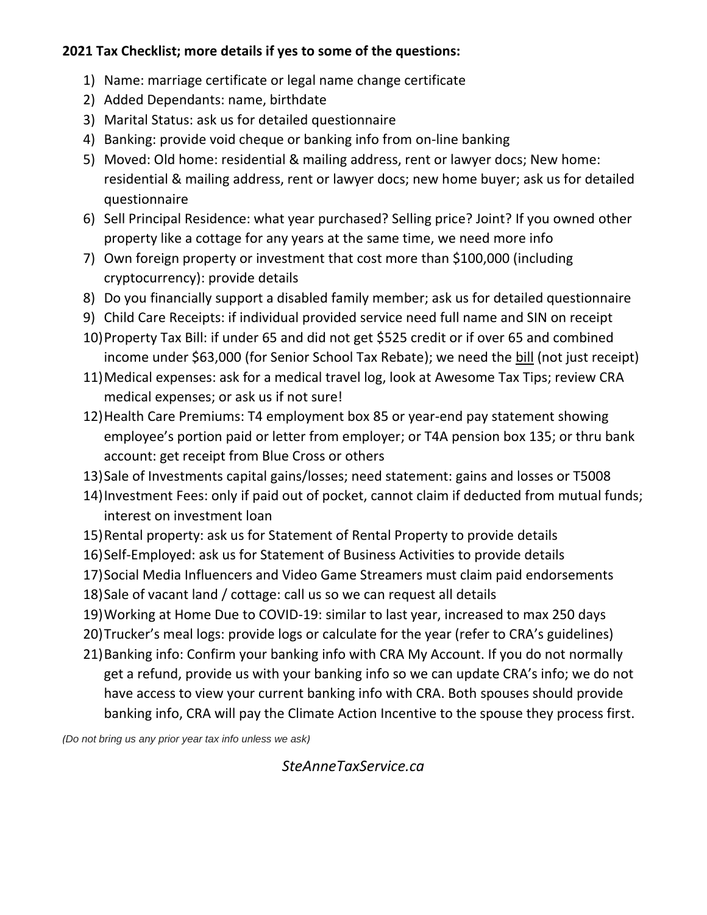**2021 Tax Checklist; more details if yes to some of the questions:**

1) Name: marriage certificate or legal name change certificate
2) Added Dependants: name, birthdate
3) Marital Status: ask us for detailed questionnaire
4) Banking: provide void cheque or banking info from on-line banking
5) Moved: Old home: residential & mailing address, rent or lawyer docs; New home: residential & mailing address, rent or lawyer docs; new home buyer; ask us for detailed questionnaire
6) Sell Principal Residence: what year purchased? Selling price? Joint? If you owned other property like a cottage for any years at the same time, we need more info
7) Own foreign property or investment that cost more than $100,000 (including cryptocurrency): provide details
8) Do you financially support a disabled family member; ask us for detailed questionnaire
9) Child Care Receipts: if individual provided service need full name and SIN on receipt
10) Property Tax Bill: if under 65 and did not get $525 credit or if over 65 and combined income under $63,000 (for Senior School Tax Rebate); we need the <u>bill</u> (not just receipt)
11) Medical expenses: ask for a medical travel log, look at Awesome Tax Tips; review CRA medical expenses; or ask us if not sure!
12) Health Care Premiums: T4 employment box 85 or year-end pay statement showing employee's portion paid or letter from employer; or T4A pension box 135; or thru bank account: get receipt from Blue Cross or others
13) Sale of Investments capital gains/losses; need statement: gains and losses or T5008
14) Investment Fees: only if paid out of pocket, cannot claim if deducted from mutual funds; interest on investment loan
15) Rental property: ask us for Statement of Rental Property to provide details
16) Self-Employed: ask us for Statement of Business Activities to provide details
17) Social Media Influencers and Video Game Streamers must claim paid endorsements
18) Sale of vacant land / cottage: call us so we can request all details
19) Working at Home Due to COVID-19: similar to last year, increased to max 250 days
20) Trucker's meal logs: provide logs or calculate for the year (refer to CRA's guidelines)
21) Banking info: Confirm your banking info with CRA My Account. If you do not normally get a refund, provide us with your banking info so we can update CRA's info; we do not have access to view your current banking info with CRA. Both spouses should provide banking info, CRA will pay the Climate Action Incentive to the spouse they process first.

*(Do not bring us any prior year tax info unless we ask)*

*SteAnneTaxService.ca*